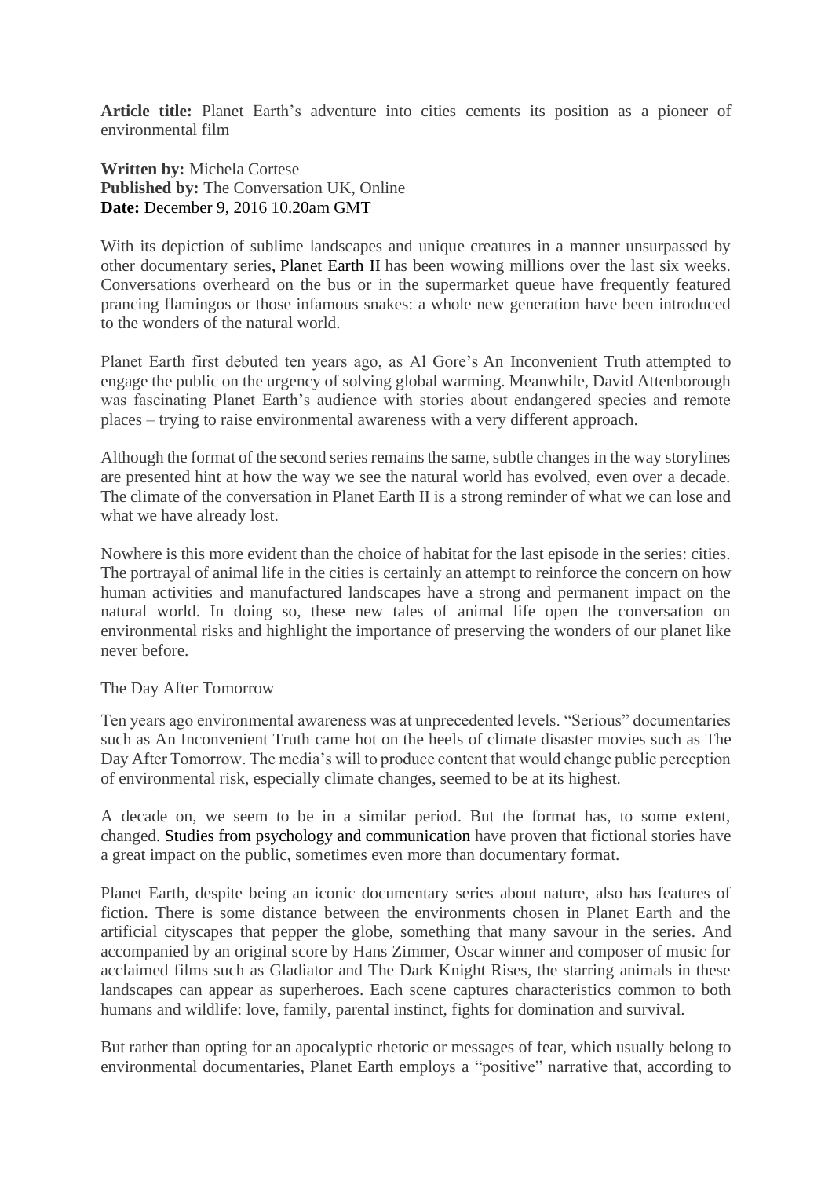**Article title:** Planet Earth's adventure into cities cements its position as a pioneer of environmental film

**Written by:** Michela Cortese
**Published by:** The Conversation UK, Online
**Date:** December 9, 2016 10.20am GMT

With its depiction of sublime landscapes and unique creatures in a manner unsurpassed by other documentary series, Planet Earth II has been wowing millions over the last six weeks. Conversations overheard on the bus or in the supermarket queue have frequently featured prancing flamingos or those infamous snakes: a whole new generation have been introduced to the wonders of the natural world.

Planet Earth first debuted ten years ago, as Al Gore's An Inconvenient Truth attempted to engage the public on the urgency of solving global warming. Meanwhile, David Attenborough was fascinating Planet Earth's audience with stories about endangered species and remote places – trying to raise environmental awareness with a very different approach.

Although the format of the second series remains the same, subtle changes in the way storylines are presented hint at how the way we see the natural world has evolved, even over a decade. The climate of the conversation in Planet Earth II is a strong reminder of what we can lose and what we have already lost.

Nowhere is this more evident than the choice of habitat for the last episode in the series: cities. The portrayal of animal life in the cities is certainly an attempt to reinforce the concern on how human activities and manufactured landscapes have a strong and permanent impact on the natural world. In doing so, these new tales of animal life open the conversation on environmental risks and highlight the importance of preserving the wonders of our planet like never before.

The Day After Tomorrow

Ten years ago environmental awareness was at unprecedented levels. "Serious" documentaries such as An Inconvenient Truth came hot on the heels of climate disaster movies such as The Day After Tomorrow. The media's will to produce content that would change public perception of environmental risk, especially climate changes, seemed to be at its highest.

A decade on, we seem to be in a similar period. But the format has, to some extent, changed. Studies from psychology and communication have proven that fictional stories have a great impact on the public, sometimes even more than documentary format.

Planet Earth, despite being an iconic documentary series about nature, also has features of fiction. There is some distance between the environments chosen in Planet Earth and the artificial cityscapes that pepper the globe, something that many savour in the series. And accompanied by an original score by Hans Zimmer, Oscar winner and composer of music for acclaimed films such as Gladiator and The Dark Knight Rises, the starring animals in these landscapes can appear as superheroes. Each scene captures characteristics common to both humans and wildlife: love, family, parental instinct, fights for domination and survival.

But rather than opting for an apocalyptic rhetoric or messages of fear, which usually belong to environmental documentaries, Planet Earth employs a "positive" narrative that, according to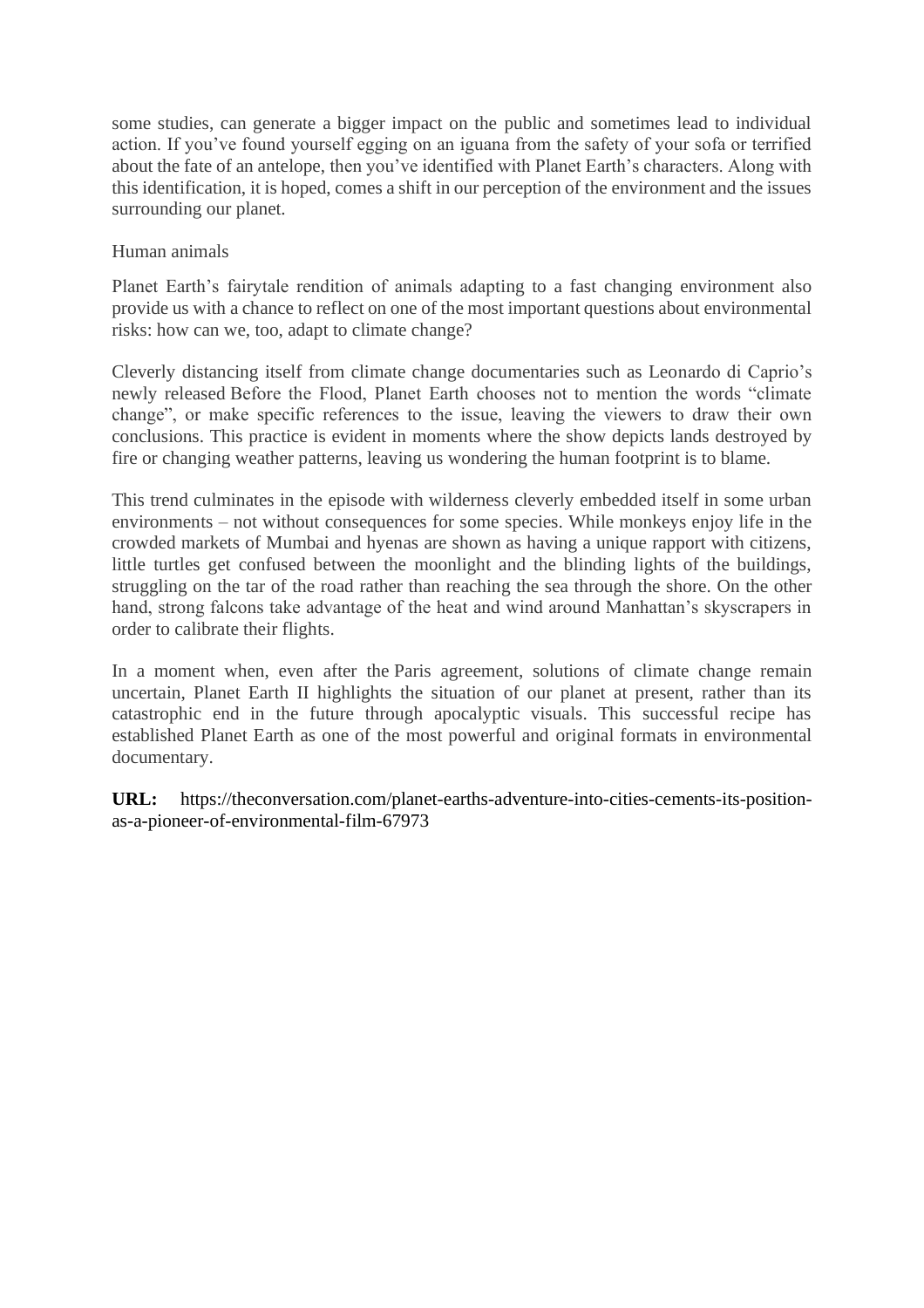some studies, can generate a bigger impact on the public and sometimes lead to individual action. If you've found yourself egging on an iguana from the safety of your sofa or terrified about the fate of an antelope, then you've identified with Planet Earth's characters. Along with this identification, it is hoped, comes a shift in our perception of the environment and the issues surrounding our planet.

## Human animals

Planet Earth's fairytale rendition of animals adapting to a fast changing environment also provide us with a chance to reflect on one of the most important questions about environmental risks: how can we, too, adapt to climate change?

Cleverly distancing itself from climate change documentaries such as Leonardo di Caprio's newly released Before the Flood, Planet Earth chooses not to mention the words "climate change", or make specific references to the issue, leaving the viewers to draw their own conclusions. This practice is evident in moments where the show depicts lands destroyed by fire or changing weather patterns, leaving us wondering the human footprint is to blame.

This trend culminates in the episode with wilderness cleverly embedded itself in some urban environments – not without consequences for some species. While monkeys enjoy life in the crowded markets of Mumbai and hyenas are shown as having a unique rapport with citizens, little turtles get confused between the moonlight and the blinding lights of the buildings, struggling on the tar of the road rather than reaching the sea through the shore. On the other hand, strong falcons take advantage of the heat and wind around Manhattan's skyscrapers in order to calibrate their flights.

In a moment when, even after the Paris agreement, solutions of climate change remain uncertain, Planet Earth II highlights the situation of our planet at present, rather than its catastrophic end in the future through apocalyptic visuals. This successful recipe has established Planet Earth as one of the most powerful and original formats in environmental documentary.

**URL:** https://theconversation.com/planet-earths-adventure-into-cities-cements-its-position-as-a-pioneer-of-environmental-film-67973